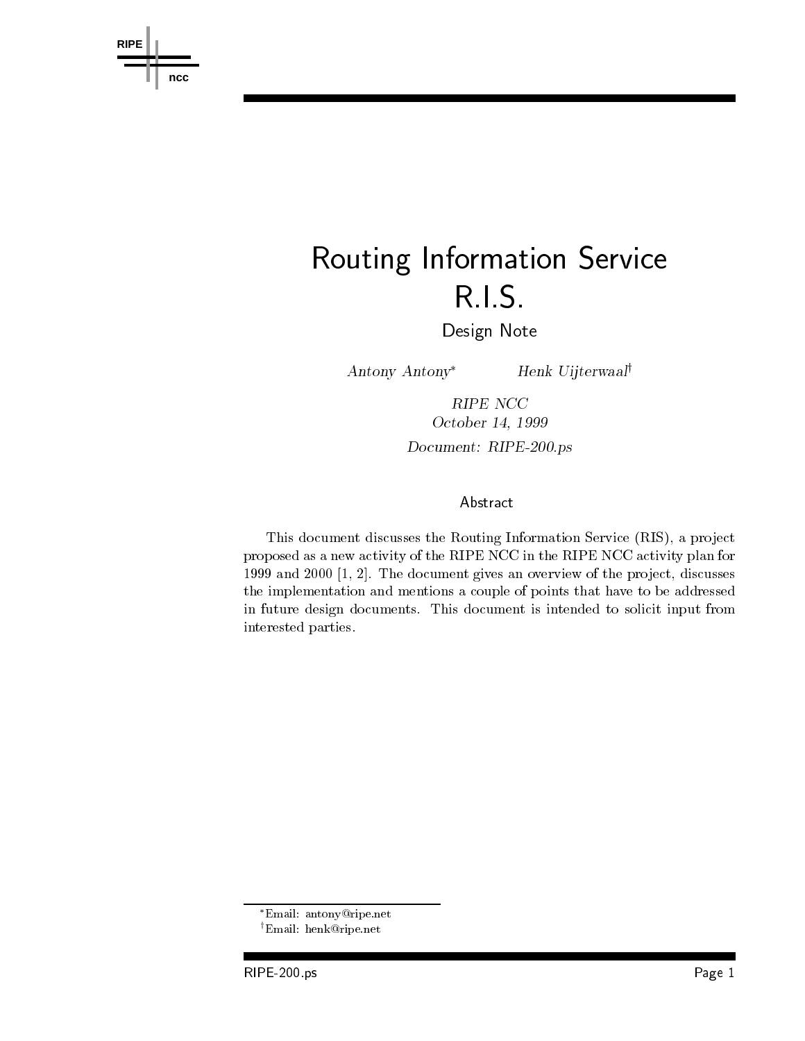# Routing Information Service
# R.I.S.

Design Note

*Antony Antony*[*] *Henk Uijterwaal*[†]

*RIPE NCC*
*October 14, 1999*
*Document: RIPE-200.ps*

## Abstract

This document discusses the Routing Information Service (RIS), a project proposed as a new activity of the RIPE NCC in the RIPE NCC activity plan for 1999 and 2000 [1, 2]. The document gives an overview of the project, discusses the implementation and mentions a couple of points that have to be addressed in future design documents. This document is intended to solicit input from interested parties.

---

[*] Email: antony@ripe.net
[†] Email: henk@ripe.net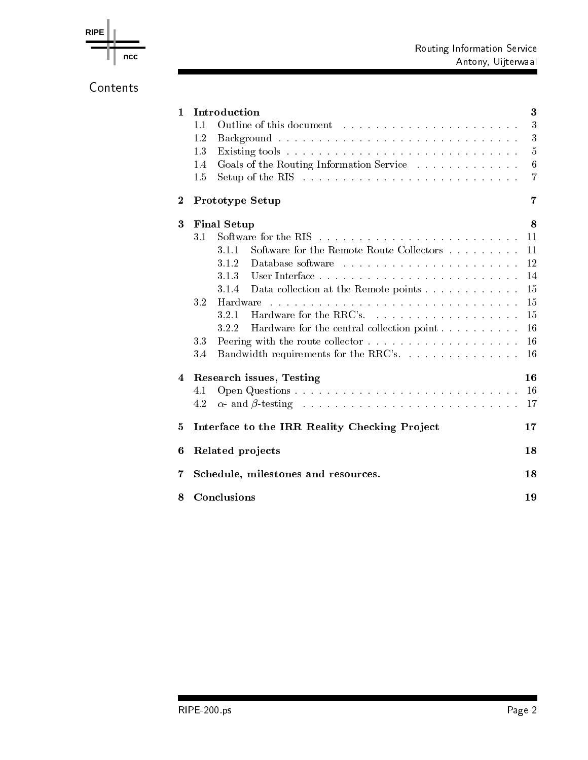# Contents

- **1 Introduction** — 3
  - 1.1 Outline of this document — 3
  - 1.2 Background — 3
  - 1.3 Existing tools — 5
  - 1.4 Goals of the Routing Information Service — 6
  - 1.5 Setup of the RIS — 7
- **2 Prototype Setup** — 7
- **3 Final Setup** — 8
  - 3.1 Software for the RIS — 11
    - 3.1.1 Software for the Remote Route Collectors — 11
    - 3.1.2 Database software — 12
    - 3.1.3 User Interface — 14
    - 3.1.4 Data collection at the Remote points — 15
  - 3.2 Hardware — 15
    - 3.2.1 Hardware for the RRC's. — 15
    - 3.2.2 Hardware for the central collection point — 16
  - 3.3 Peering with the route collector — 16
  - 3.4 Bandwidth requirements for the RRC's. — 16
- **4 Research issues, Testing** — 16
  - 4.1 Open Questions — 16
  - 4.2 $\alpha$- and $\beta$-testing — 17
- **5 Interface to the IRR Reality Checking Project** — 17
- **6 Related projects** — 18
- **7 Schedule, milestones and resources.** — 18
- **8 Conclusions** — 19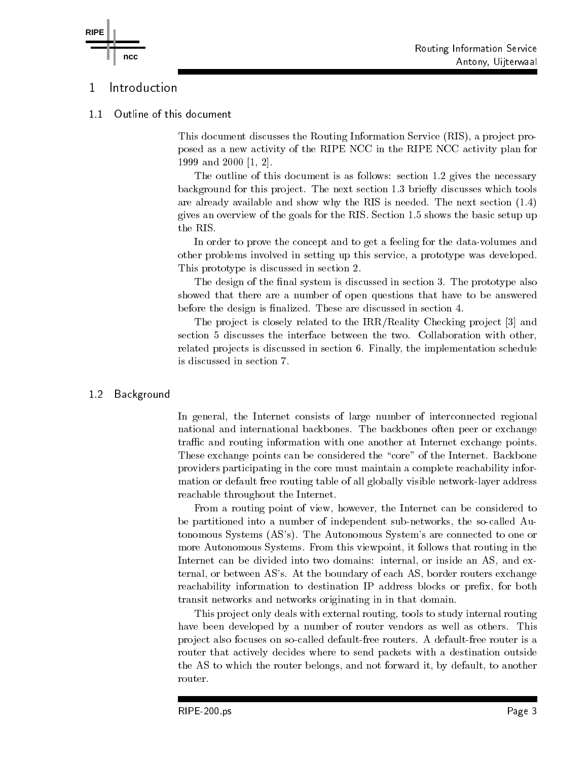# 1 Introduction

## 1.1 Outline of this document

This document discusses the Routing Information Service (RIS), a project proposed as a new activity of the RIPE NCC in the RIPE NCC activity plan for 1999 and 2000 [1, 2].

The outline of this document is as follows: section 1.2 gives the necessary background for this project. The next section 1.3 briefly discusses which tools are already available and show why the RIS is needed. The next section (1.4) gives an overview of the goals for the RIS. Section 1.5 shows the basic setup up the RIS.

In order to prove the concept and to get a feeling for the data-volumes and other problems involved in setting up this service, a prototype was developed. This prototype is discussed in section 2.

The design of the final system is discussed in section 3. The prototype also showed that there are a number of open questions that have to be answered before the design is finalized. These are discussed in section 4.

The project is closely related to the IRR/Reality Checking project [3] and section 5 discusses the interface between the two. Collaboration with other, related projects is discussed in section 6. Finally, the implementation schedule is discussed in section 7.

## 1.2 Background

In general, the Internet consists of large number of interconnected regional national and international backbones. The backbones often peer or exchange traffic and routing information with one another at Internet exchange points. These exchange points can be considered the "core" of the Internet. Backbone providers participating in the core must maintain a complete reachability information or default free routing table of all globally visible network-layer address reachable throughout the Internet.

From a routing point of view, however, the Internet can be considered to be partitioned into a number of independent sub-networks, the so-called Autonomous Systems (AS's). The Autonomous System's are connected to one or more Autonomous Systems. From this viewpoint, it follows that routing in the Internet can be divided into two domains: internal, or inside an AS, and external, or between AS's. At the boundary of each AS, border routers exchange reachability information to destination IP address blocks or prefix, for both transit networks and networks originating in in that domain.

This project only deals with external routing, tools to study internal routing have been developed by a number of router vendors as well as others. This project also focuses on so-called default-free routers. A default-free router is a router that actively decides where to send packets with a destination outside the AS to which the router belongs, and not forward it, by default, to another router.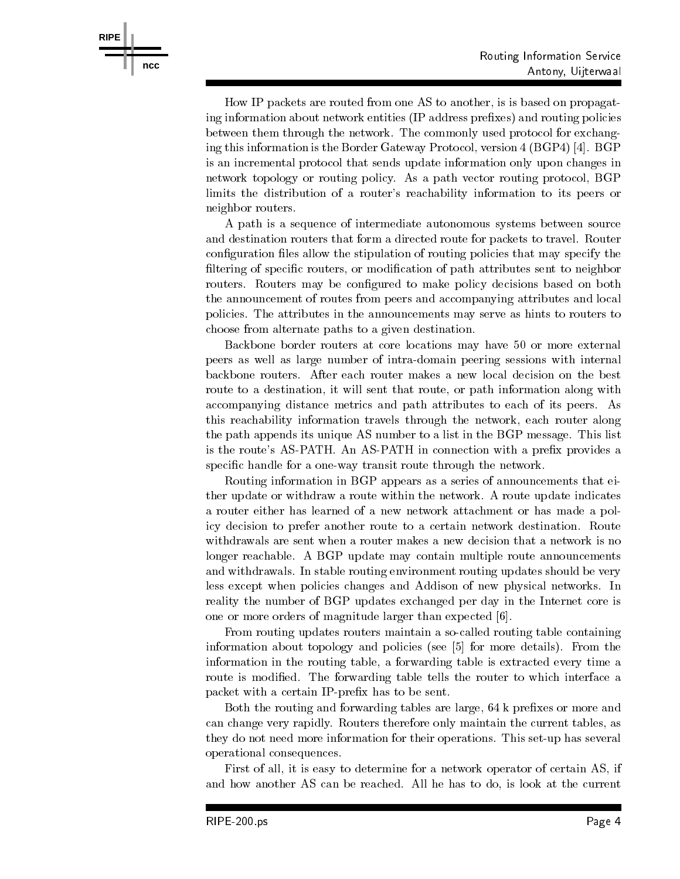How IP packets are routed from one AS to another, is is based on propagating information about network entities (IP address prefixes) and routing policies between them through the network. The commonly used protocol for exchanging this information is the Border Gateway Protocol, version 4 (BGP4) [4]. BGP is an incremental protocol that sends update information only upon changes in network topology or routing policy. As a path vector routing protocol, BGP limits the distribution of a router's reachability information to its peers or neighbor routers.

A path is a sequence of intermediate autonomous systems between source and destination routers that form a directed route for packets to travel. Router configuration files allow the stipulation of routing policies that may specify the filtering of specific routers, or modification of path attributes sent to neighbor routers. Routers may be configured to make policy decisions based on both the announcement of routes from peers and accompanying attributes and local policies. The attributes in the announcements may serve as hints to routers to choose from alternate paths to a given destination.

Backbone border routers at core locations may have 50 or more external peers as well as large number of intra-domain peering sessions with internal backbone routers. After each router makes a new local decision on the best route to a destination, it will sent that route, or path information along with accompanying distance metrics and path attributes to each of its peers. As this reachability information travels through the network, each router along the path appends its unique AS number to a list in the BGP message. This list is the route's AS-PATH. An AS-PATH in connection with a prefix provides a specific handle for a one-way transit route through the network.

Routing information in BGP appears as a series of announcements that either update or withdraw a route within the network. A route update indicates a router either has learned of a new network attachment or has made a policy decision to prefer another route to a certain network destination. Route withdrawals are sent when a router makes a new decision that a network is no longer reachable. A BGP update may contain multiple route announcements and withdrawals. In stable routing environment routing updates should be very less except when policies changes and Addison of new physical networks. In reality the number of BGP updates exchanged per day in the Internet core is one or more orders of magnitude larger than expected [6].

From routing updates routers maintain a so-called routing table containing information about topology and policies (see [5] for more details). From the information in the routing table, a forwarding table is extracted every time a route is modified. The forwarding table tells the router to which interface a packet with a certain IP-prefix has to be sent.

Both the routing and forwarding tables are large, 64 k prefixes or more and can change very rapidly. Routers therefore only maintain the current tables, as they do not need more information for their operations. This set-up has several operational consequences.

First of all, it is easy to determine for a network operator of certain AS, if and how another AS can be reached. All he has to do, is look at the current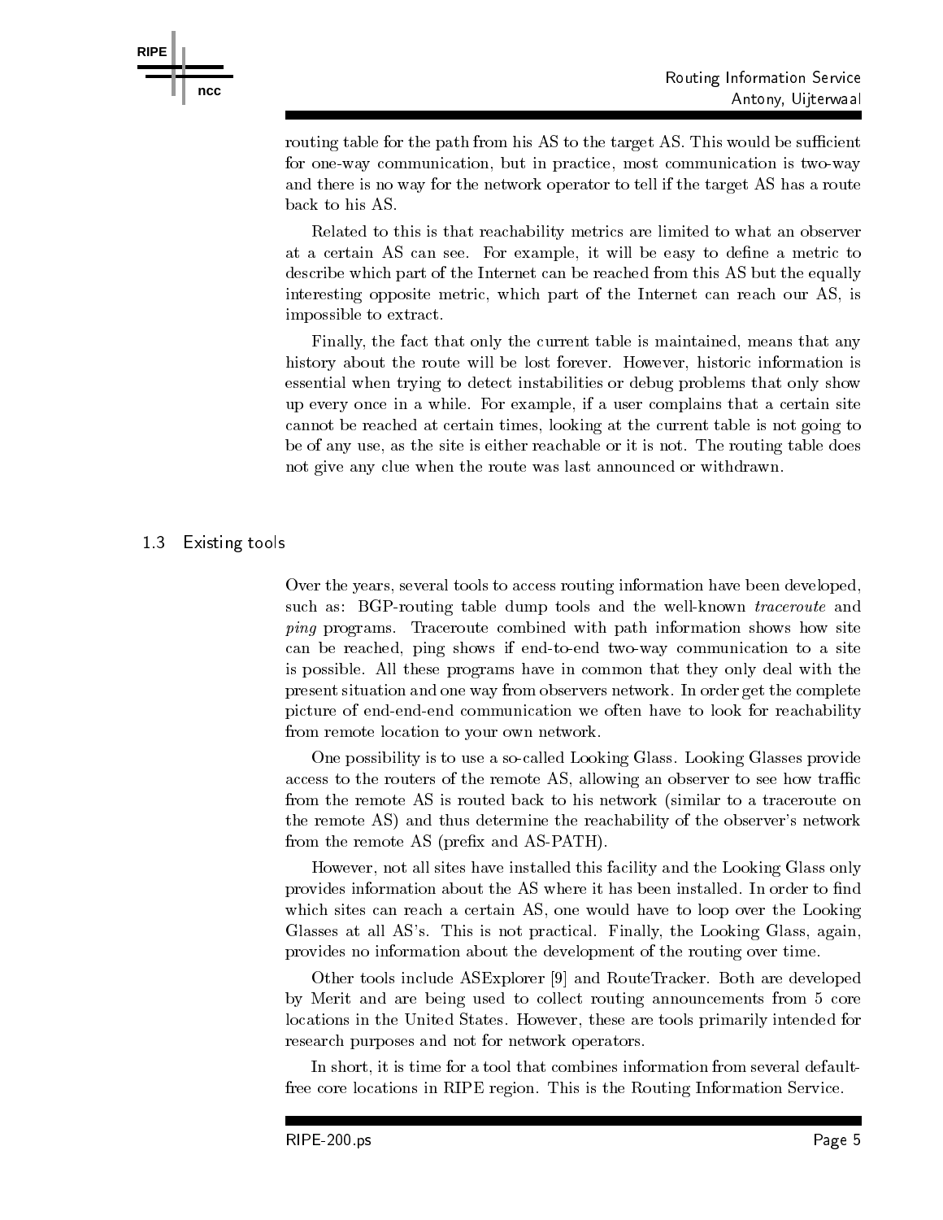routing table for the path from his AS to the target AS. This would be sufficient for one-way communication, but in practice, most communication is two-way and there is no way for the network operator to tell if the target AS has a route back to his AS.

Related to this is that reachability metrics are limited to what an observer at a certain AS can see. For example, it will be easy to define a metric to describe which part of the Internet can be reached from this AS but the equally interesting opposite metric, which part of the Internet can reach our AS, is impossible to extract.

Finally, the fact that only the current table is maintained, means that any history about the route will be lost forever. However, historic information is essential when trying to detect instabilities or debug problems that only show up every once in a while. For example, if a user complains that a certain site cannot be reached at certain times, looking at the current table is not going to be of any use, as the site is either reachable or it is not. The routing table does not give any clue when the route was last announced or withdrawn.

## 1.3 Existing tools

Over the years, several tools to access routing information have been developed, such as: BGP-routing table dump tools and the well-known *traceroute* and *ping* programs. Traceroute combined with path information shows how site can be reached, ping shows if end-to-end two-way communication to a site is possible. All these programs have in common that they only deal with the present situation and one way from observers network. In order get the complete picture of end-end-end communication we often have to look for reachability from remote location to your own network.

One possibility is to use a so-called Looking Glass. Looking Glasses provide access to the routers of the remote AS, allowing an observer to see how traffic from the remote AS is routed back to his network (similar to a traceroute on the remote AS) and thus determine the reachability of the observer's network from the remote AS (prefix and AS-PATH).

However, not all sites have installed this facility and the Looking Glass only provides information about the AS where it has been installed. In order to find which sites can reach a certain AS, one would have to loop over the Looking Glasses at all AS's. This is not practical. Finally, the Looking Glass, again, provides no information about the development of the routing over time.

Other tools include ASExplorer [9] and RouteTracker. Both are developed by Merit and are being used to collect routing announcements from 5 core locations in the United States. However, these are tools primarily intended for research purposes and not for network operators.

In short, it is time for a tool that combines information from several default-free core locations in RIPE region. This is the Routing Information Service.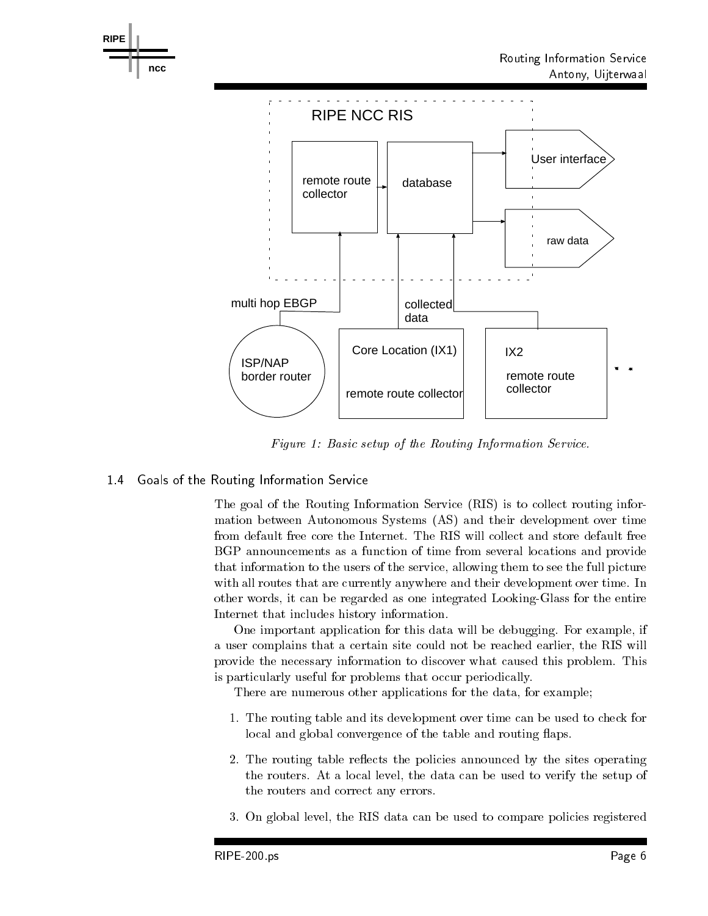Figure 1: Basic setup of the Routing Information Service.

### 1.4 Goals of the Routing Information Service

The goal of the Routing Information Service (RIS) is to collect routing information between Autonomous Systems (AS) and their development over time from default free core the Internet. The RIS will collect and store default free BGP announcements as a function of time from several locations and provide that information to the users of the service, allowing them to see the full picture with all routes that are currently anywhere and their development over time. In other words, it can be regarded as one integrated Looking-Glass for the entire Internet that includes history information.

One important application for this data will be debugging. For example, if a user complains that a certain site could not be reached earlier, the RIS will provide the necessary information to discover what caused this problem. This is particularly useful for problems that occur periodically.

There are numerous other applications for the data, for example;

1. The routing table and its development over time can be used to check for local and global convergence of the table and routing flaps.

2. The routing table reflects the policies announced by the sites operating the routers. At a local level, the data can be used to verify the setup of the routers and correct any errors.

3. On global level, the RIS data can be used to compare policies registered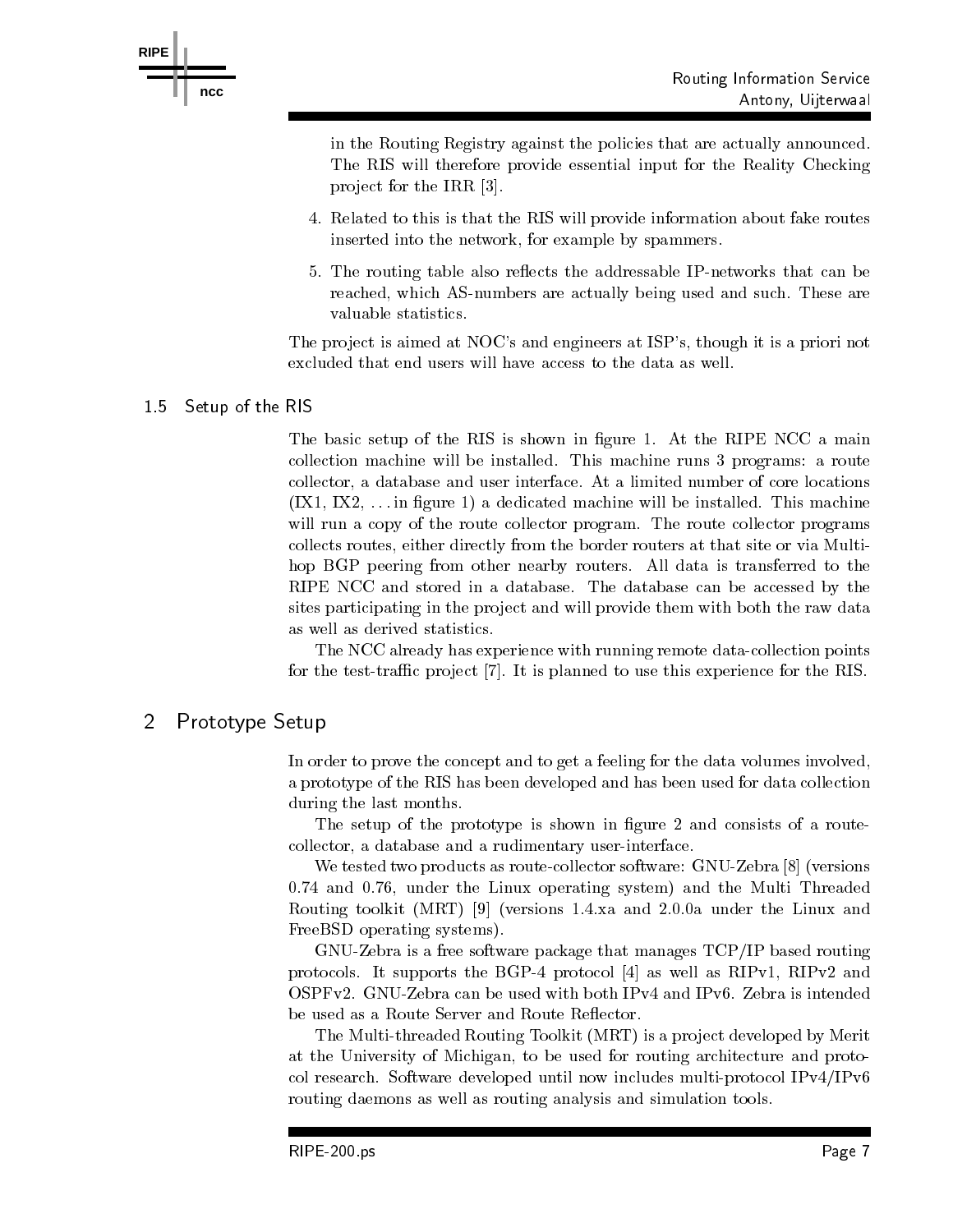in the Routing Registry against the policies that are actually announced. The RIS will therefore provide essential input for the Reality Checking project for the IRR [3].

4. Related to this is that the RIS will provide information about fake routes inserted into the network, for example by spammers.

5. The routing table also reflects the addressable IP-networks that can be reached, which AS-numbers are actually being used and such. These are valuable statistics.

The project is aimed at NOC's and engineers at ISP's, though it is a priori not excluded that end users will have access to the data as well.

### 1.5 Setup of the RIS

The basic setup of the RIS is shown in figure 1. At the RIPE NCC a main collection machine will be installed. This machine runs 3 programs: a route collector, a database and user interface. At a limited number of core locations (IX1, IX2, ... in figure 1) a dedicated machine will be installed. This machine will run a copy of the route collector program. The route collector programs collects routes, either directly from the border routers at that site or via Multi-hop BGP peering from other nearby routers. All data is transferred to the RIPE NCC and stored in a database. The database can be accessed by the sites participating in the project and will provide them with both the raw data as well as derived statistics.

The NCC already has experience with running remote data-collection points for the test-traffic project [7]. It is planned to use this experience for the RIS.

## 2 Prototype Setup

In order to prove the concept and to get a feeling for the data volumes involved, a prototype of the RIS has been developed and has been used for data collection during the last months.

The setup of the prototype is shown in figure 2 and consists of a route-collector, a database and a rudimentary user-interface.

We tested two products as route-collector software: GNU-Zebra [8] (versions 0.74 and 0.76, under the Linux operating system) and the Multi Threaded Routing toolkit (MRT) [9] (versions 1.4.xa and 2.0.0a under the Linux and FreeBSD operating systems).

GNU-Zebra is a free software package that manages TCP/IP based routing protocols. It supports the BGP-4 protocol [4] as well as RIPv1, RIPv2 and OSPFv2. GNU-Zebra can be used with both IPv4 and IPv6. Zebra is intended be used as a Route Server and Route Reflector.

The Multi-threaded Routing Toolkit (MRT) is a project developed by Merit at the University of Michigan, to be used for routing architecture and protocol research. Software developed until now includes multi-protocol IPv4/IPv6 routing daemons as well as routing analysis and simulation tools.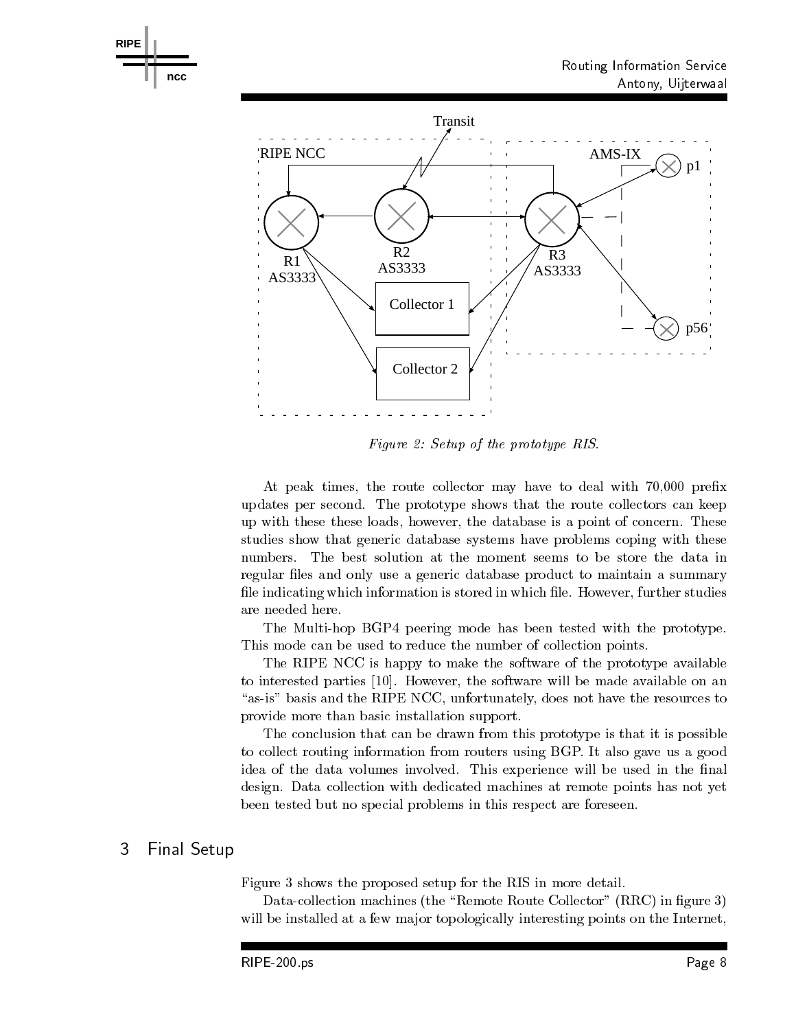*Figure 2: Setup of the prototype RIS.*

At peak times, the route collector may have to deal with 70,000 prefix updates per second. The prototype shows that the route collectors can keep up with these these loads, however, the database is a point of concern. These studies show that generic database systems have problems coping with these numbers. The best solution at the moment seems to be store the data in regular files and only use a generic database product to maintain a summary file indicating which information is stored in which file. However, further studies are needed here.

The Multi-hop BGP4 peering mode has been tested with the prototype. This mode can be used to reduce the number of collection points.

The RIPE NCC is happy to make the software of the prototype available to interested parties [10]. However, the software will be made available on an "as-is" basis and the RIPE NCC, unfortunately, does not have the resources to provide more than basic installation support.

The conclusion that can be drawn from this prototype is that it is possible to collect routing information from routers using BGP. It also gave us a good idea of the data volumes involved. This experience will be used in the final design. Data collection with dedicated machines at remote points has not yet been tested but no special problems in this respect are foreseen.

## 3 Final Setup

Figure 3 shows the proposed setup for the RIS in more detail.

Data-collection machines (the "Remote Route Collector" (RRC) in figure 3) will be installed at a few major topologically interesting points on the Internet,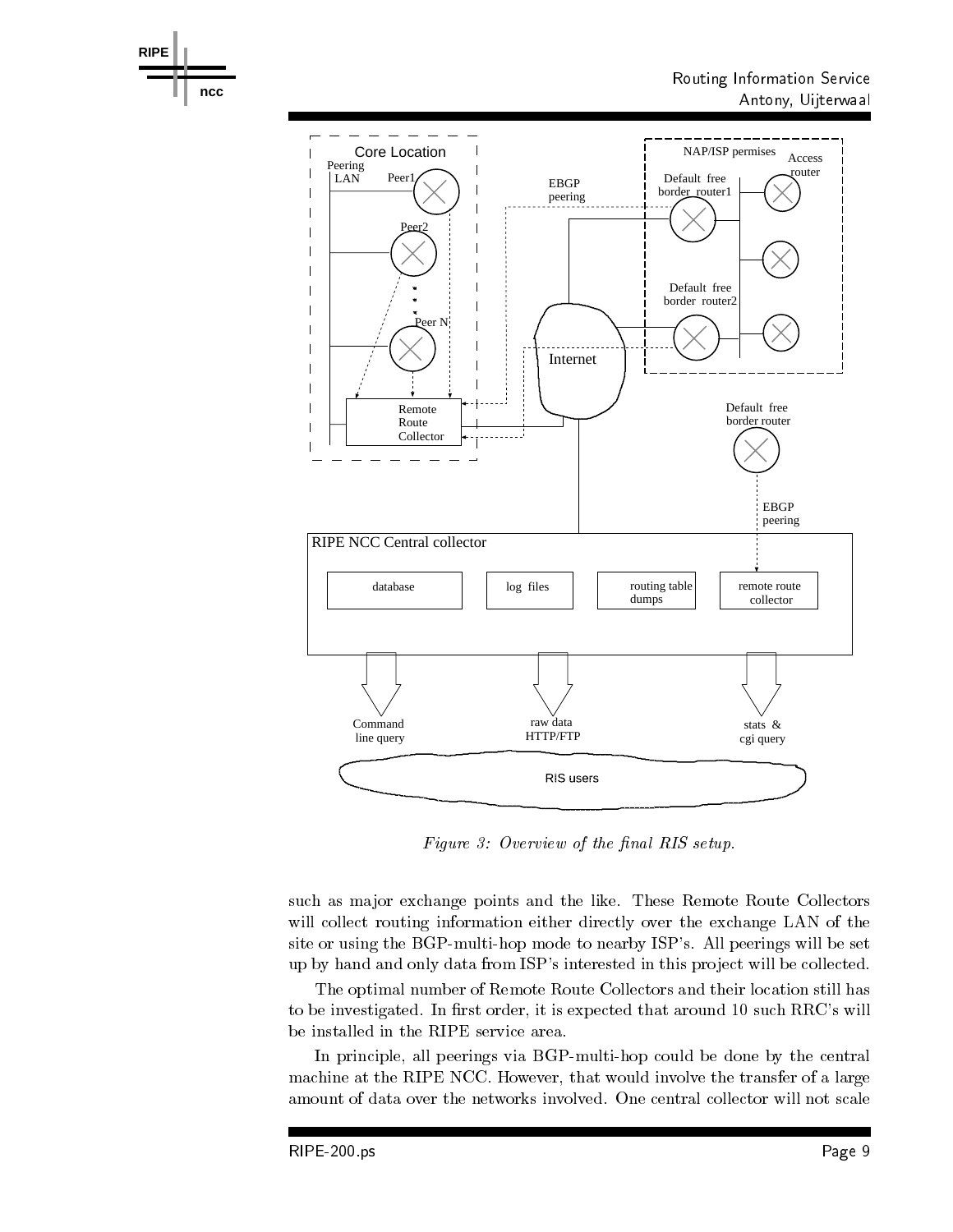*Figure 3: Overview of the final RIS setup.*

such as major exchange points and the like. These Remote Route Collectors will collect routing information either directly over the exchange LAN of the site or using the BGP-multi-hop mode to nearby ISP's. All peerings will be set up by hand and only data from ISP's interested in this project will be collected.

The optimal number of Remote Route Collectors and their location still has to be investigated. In first order, it is expected that around 10 such RRC's will be installed in the RIPE service area.

In principle, all peerings via BGP-multi-hop could be done by the central machine at the RIPE NCC. However, that would involve the transfer of a large amount of data over the networks involved. One central collector will not scale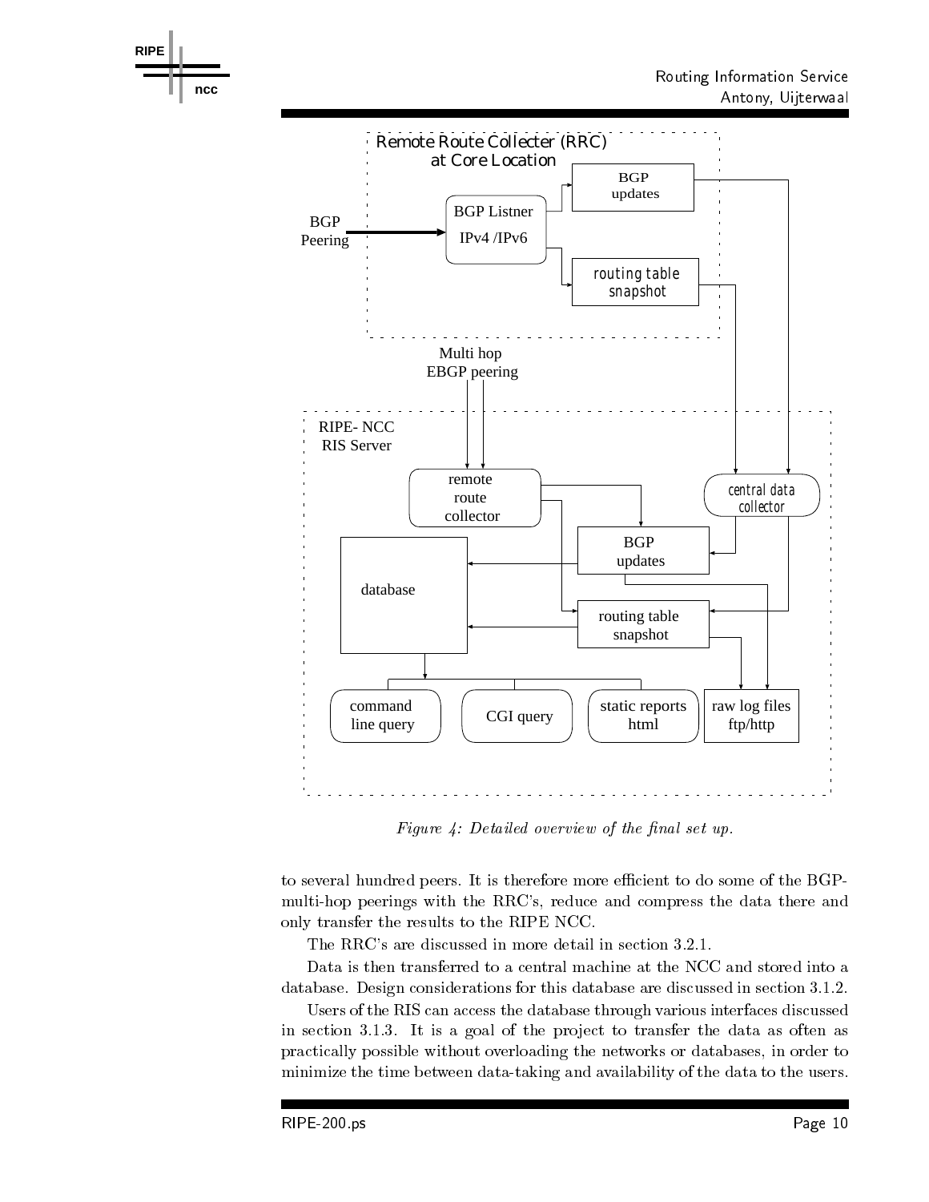*Figure 4: Detailed overview of the final set up.*

to several hundred peers. It is therefore more efficient to do some of the BGP-multi-hop peerings with the RRC's, reduce and compress the data there and only transfer the results to the RIPE NCC.

The RRC's are discussed in more detail in section 3.2.1.

Data is then transferred to a central machine at the NCC and stored into a database. Design considerations for this database are discussed in section 3.1.2.

Users of the RIS can access the database through various interfaces discussed in section 3.1.3. It is a goal of the project to transfer the data as often as practically possible without overloading the networks or databases, in order to minimize the time between data-taking and availability of the data to the users.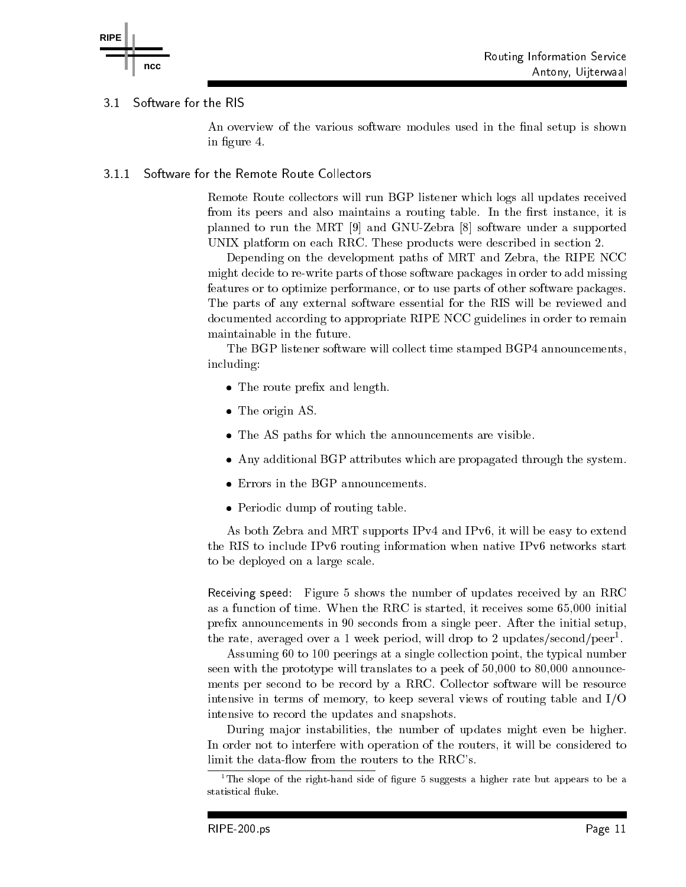## 3.1 Software for the RIS

An overview of the various software modules used in the final setup is shown in figure 4.

### 3.1.1 Software for the Remote Route Collectors

Remote Route collectors will run BGP listener which logs all updates received from its peers and also maintains a routing table. In the first instance, it is planned to run the MRT [9] and GNU-Zebra [8] software under a supported UNIX platform on each RRC. These products were described in section 2.

Depending on the development paths of MRT and Zebra, the RIPE NCC might decide to re-write parts of those software packages in order to add missing features or to optimize performance, or to use parts of other software packages. The parts of any external software essential for the RIS will be reviewed and documented according to appropriate RIPE NCC guidelines in order to remain maintainable in the future.

The BGP listener software will collect time stamped BGP4 announcements, including:

- The route prefix and length.
- The origin AS.
- The AS paths for which the announcements are visible.
- Any additional BGP attributes which are propagated through the system.
- Errors in the BGP announcements.
- Periodic dump of routing table.

As both Zebra and MRT supports IPv4 and IPv6, it will be easy to extend the RIS to include IPv6 routing information when native IPv6 networks start to be deployed on a large scale.

**Receiving speed:** Figure 5 shows the number of updates received by an RRC as a function of time. When the RRC is started, it receives some 65,000 initial prefix announcements in 90 seconds from a single peer. After the initial setup, the rate, averaged over a 1 week period, will drop to 2 updates/second/peer[1].

Assuming 60 to 100 peerings at a single collection point, the typical number seen with the prototype will translates to a peek of 50,000 to 80,000 announcements per second to be record by a RRC. Collector software will be resource intensive in terms of memory, to keep several views of routing table and I/O intensive to record the updates and snapshots.

During major instabilities, the number of updates might even be higher. In order not to interfere with operation of the routers, it will be considered to limit the data-flow from the routers to the RRC's.

[1] The slope of the right-hand side of figure 5 suggests a higher rate but appears to be a statistical fluke.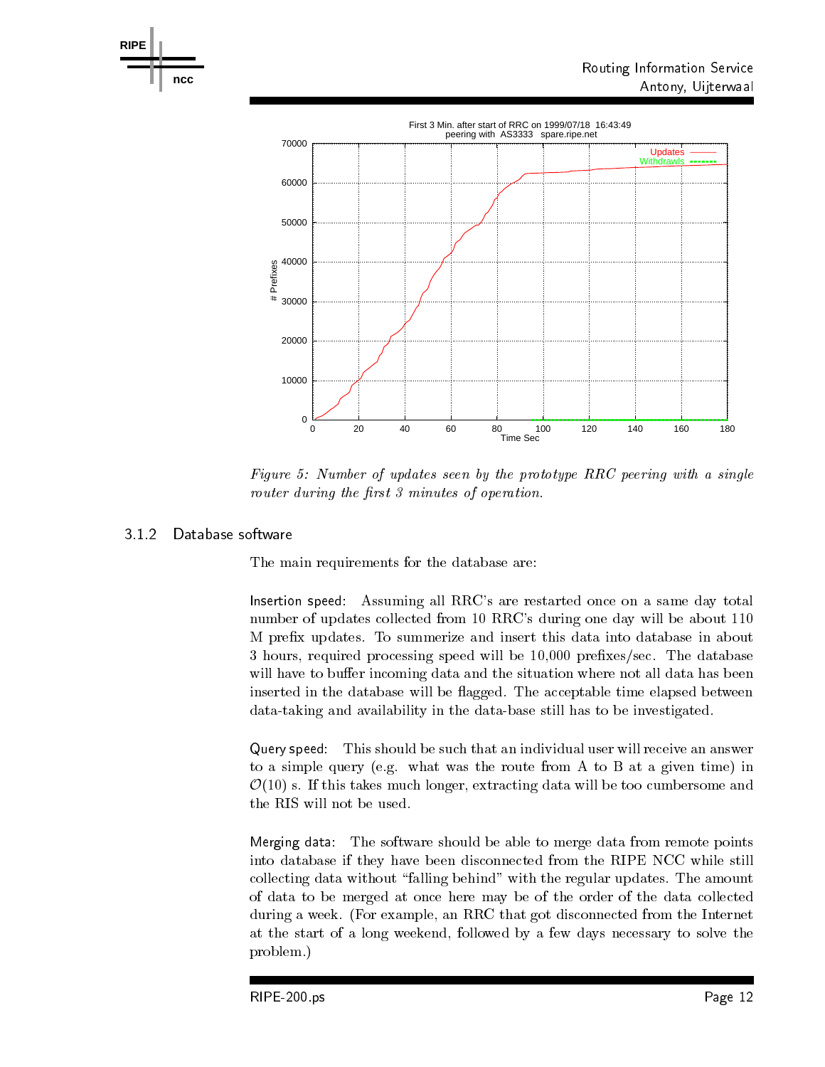*Figure 5: Number of updates seen by the prototype RRC peering with a single router during the first 3 minutes of operation.*

### 3.1.2 Database software

The main requirements for the database are:

Insertion speed: Assuming all RRC's are restarted once on a same day total number of updates collected from 10 RRC's during one day will be about 110 M prefix updates. To summerize and insert this data into database in about 3 hours, required processing speed will be 10,000 prefixes/sec. The database will have to buffer incoming data and the situation where not all data has been inserted in the database will be flagged. The acceptable time elapsed between data-taking and availability in the data-base still has to be investigated.

Query speed: This should be such that an individual user will receive an answer to a simple query (e.g. what was the route from A to B at a given time) in $\mathcal{O}(10)$ s. If this takes much longer, extracting data will be too cumbersome and the RIS will not be used.

Merging data: The software should be able to merge data from remote points into database if they have been disconnected from the RIPE NCC while still collecting data without "falling behind" with the regular updates. The amount of data to be merged at once here may be of the order of the data collected during a week. (For example, an RRC that got disconnected from the Internet at the start of a long weekend, followed by a few days necessary to solve the problem.)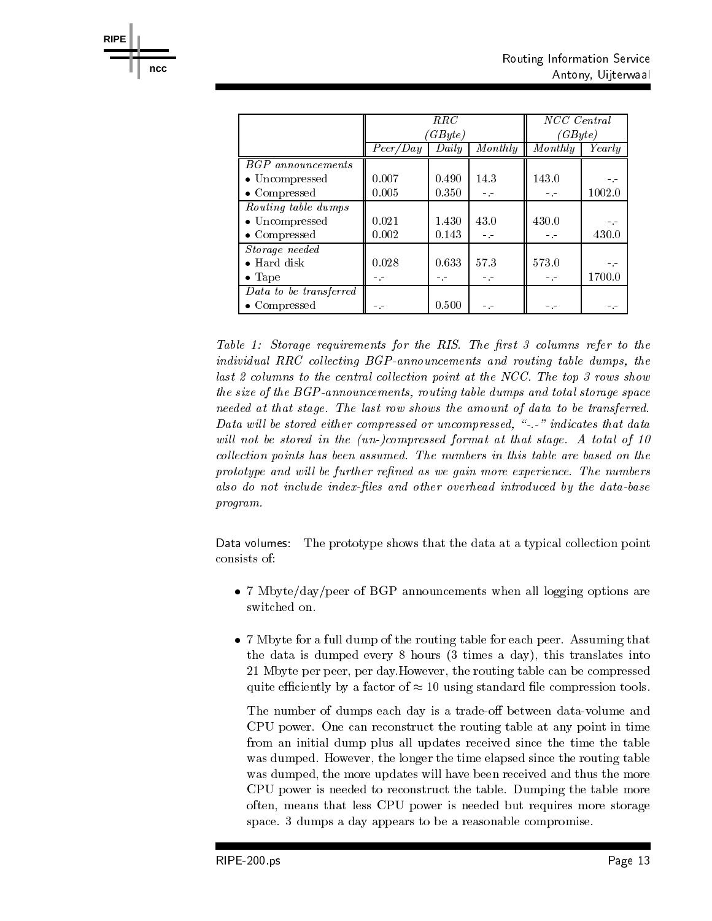|  | *RRC (GByte)* |  |  | *NCC Central (GByte)* |  |
|---|---|---|---|---|---|
|  | *Peer/Day* | *Daily* | *Monthly* | *Monthly* | *Yearly* |
| *BGP announcements* |  |  |  |  |  |
| • Uncompressed | 0.007 | 0.490 | 14.3 | 143.0 | -.- |
| • Compressed | 0.005 | 0.350 | -.- | -.- | 1002.0 |
| *Routing table dumps* |  |  |  |  |  |
| • Uncompressed | 0.021 | 1.430 | 43.0 | 430.0 | -.- |
| • Compressed | 0.002 | 0.143 | -.- | -.- | 430.0 |
| *Storage needed* |  |  |  |  |  |
| • Hard disk | 0.028 | 0.633 | 57.3 | 573.0 | -.- |
| • Tape | -.- | -.- | -.- | -.- | 1700.0 |
| *Data to be transferred* |  |  |  |  |  |
| • Compressed | -.- | 0.500 | -.- | -.- | -.- |

*Table 1: Storage requirements for the RIS. The first 3 columns refer to the individual RRC collecting BGP-announcements and routing table dumps, the last 2 columns to the central collection point at the NCC. The top 3 rows show the size of the BGP-announcements, routing table dumps and total storage space needed at that stage. The last row shows the amount of data to be transferred. Data will be stored either compressed or uncompressed, "-.-" indicates that data will not be stored in the (un-)compressed format at that stage. A total of 10 collection points has been assumed. The numbers in this table are based on the prototype and will be further refined as we gain more experience. The numbers also do not include index-files and other overhead introduced by the data-base program.*

Data volumes: The prototype shows that the data at a typical collection point consists of:

- 7 Mbyte/day/peer of BGP announcements when all logging options are switched on.
- 7 Mbyte for a full dump of the routing table for each peer. Assuming that the data is dumped every 8 hours (3 times a day), this translates into 21 Mbyte per peer, per day.However, the routing table can be compressed quite efficiently by a factor of $\approx 10$ using standard file compression tools.

  The number of dumps each day is a trade-off between data-volume and CPU power. One can reconstruct the routing table at any point in time from an initial dump plus all updates received since the time the table was dumped. However, the longer the time elapsed since the routing table was dumped, the more updates will have been received and thus the more CPU power is needed to reconstruct the table. Dumping the table more often, means that less CPU power is needed but requires more storage space. 3 dumps a day appears to be a reasonable compromise.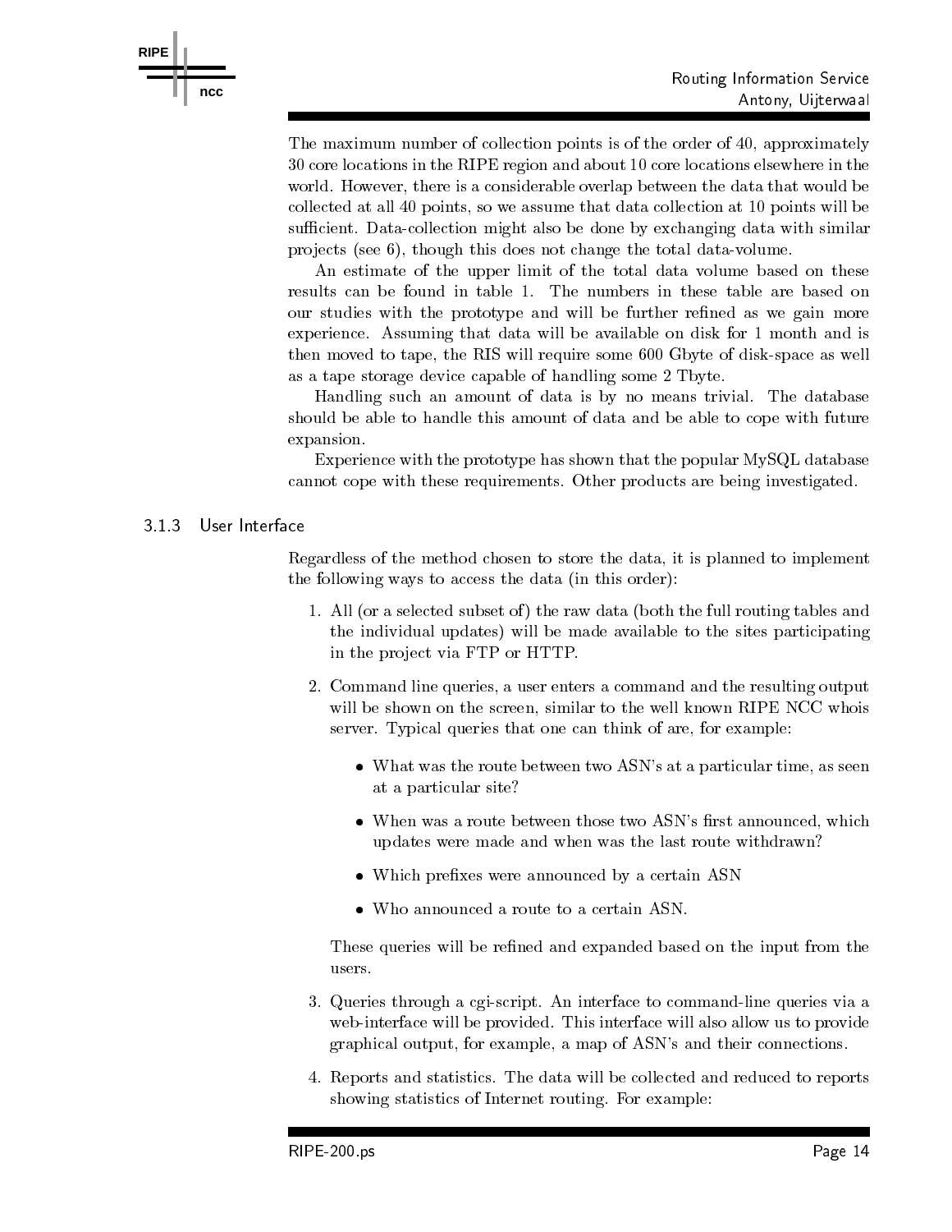The maximum number of collection points is of the order of 40, approximately 30 core locations in the RIPE region and about 10 core locations elsewhere in the world. However, there is a considerable overlap between the data that would be collected at all 40 points, so we assume that data collection at 10 points will be sufficient. Data-collection might also be done by exchanging data with similar projects (see 6), though this does not change the total data-volume.

An estimate of the upper limit of the total data volume based on these results can be found in table 1. The numbers in these table are based on our studies with the prototype and will be further refined as we gain more experience. Assuming that data will be available on disk for 1 month and is then moved to tape, the RIS will require some 600 Gbyte of disk-space as well as a tape storage device capable of handling some 2 Tbyte.

Handling such an amount of data is by no means trivial. The database should be able to handle this amount of data and be able to cope with future expansion.

Experience with the prototype has shown that the popular MySQL database cannot cope with these requirements. Other products are being investigated.

### 3.1.3 User Interface

Regardless of the method chosen to store the data, it is planned to implement the following ways to access the data (in this order):

1. All (or a selected subset of) the raw data (both the full routing tables and the individual updates) will be made available to the sites participating in the project via FTP or HTTP.

2. Command line queries, a user enters a command and the resulting output will be shown on the screen, similar to the well known RIPE NCC whois server. Typical queries that one can think of are, for example:

   - What was the route between two ASN's at a particular time, as seen at a particular site?
   - When was a route between those two ASN's first announced, which updates were made and when was the last route withdrawn?
   - Which prefixes were announced by a certain ASN
   - Who announced a route to a certain ASN.

   These queries will be refined and expanded based on the input from the users.

3. Queries through a cgi-script. An interface to command-line queries via a web-interface will be provided. This interface will also allow us to provide graphical output, for example, a map of ASN's and their connections.

4. Reports and statistics. The data will be collected and reduced to reports showing statistics of Internet routing. For example: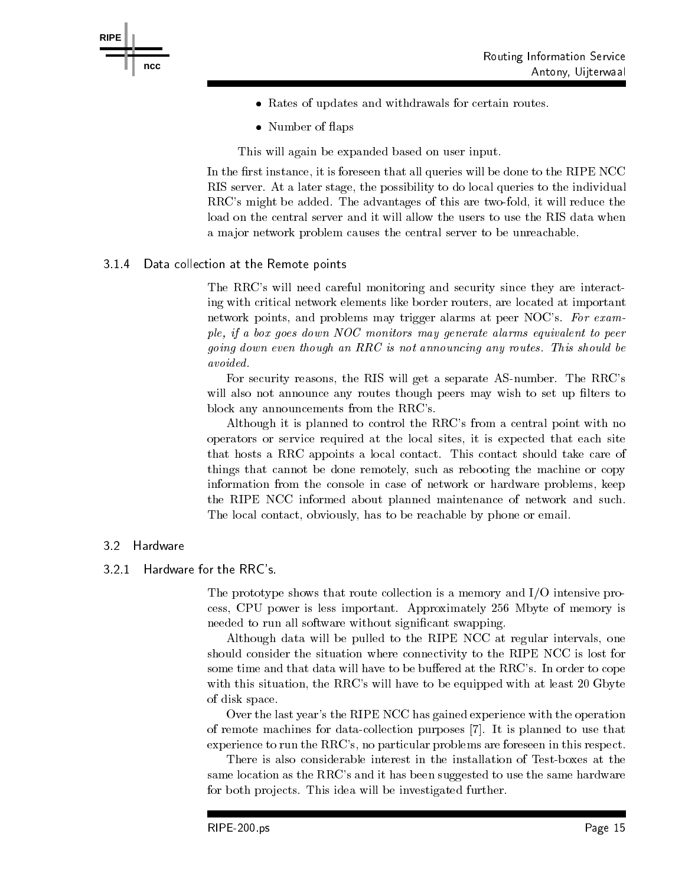- Rates of updates and withdrawals for certain routes.
- Number of flaps

This will again be expanded based on user input.

In the first instance, it is foreseen that all queries will be done to the RIPE NCC RIS server. At a later stage, the possibility to do local queries to the individual RRC's might be added. The advantages of this are two-fold, it will reduce the load on the central server and it will allow the users to use the RIS data when a major network problem causes the central server to be unreachable.

#### 3.1.4 Data collection at the Remote points

The RRC's will need careful monitoring and security since they are interacting with critical network elements like border routers, are located at important network points, and problems may trigger alarms at peer NOC's. *For example, if a box goes down NOC monitors may generate alarms equivalent to peer going down even though an RRC is not announcing any routes. This should be avoided.*

For security reasons, the RIS will get a separate AS-number. The RRC's will also not announce any routes though peers may wish to set up filters to block any announcements from the RRC's.

Although it is planned to control the RRC's from a central point with no operators or service required at the local sites, it is expected that each site that hosts a RRC appoints a local contact. This contact should take care of things that cannot be done remotely, such as rebooting the machine or copy information from the console in case of network or hardware problems, keep the RIPE NCC informed about planned maintenance of network and such. The local contact, obviously, has to be reachable by phone or email.

### 3.2 Hardware

#### 3.2.1 Hardware for the RRC's.

The prototype shows that route collection is a memory and I/O intensive process, CPU power is less important. Approximately 256 Mbyte of memory is needed to run all software without significant swapping.

Although data will be pulled to the RIPE NCC at regular intervals, one should consider the situation where connectivity to the RIPE NCC is lost for some time and that data will have to be buffered at the RRC's. In order to cope with this situation, the RRC's will have to be equipped with at least 20 Gbyte of disk space.

Over the last year's the RIPE NCC has gained experience with the operation of remote machines for data-collection purposes [7]. It is planned to use that experience to run the RRC's, no particular problems are foreseen in this respect.

There is also considerable interest in the installation of Test-boxes at the same location as the RRC's and it has been suggested to use the same hardware for both projects. This idea will be investigated further.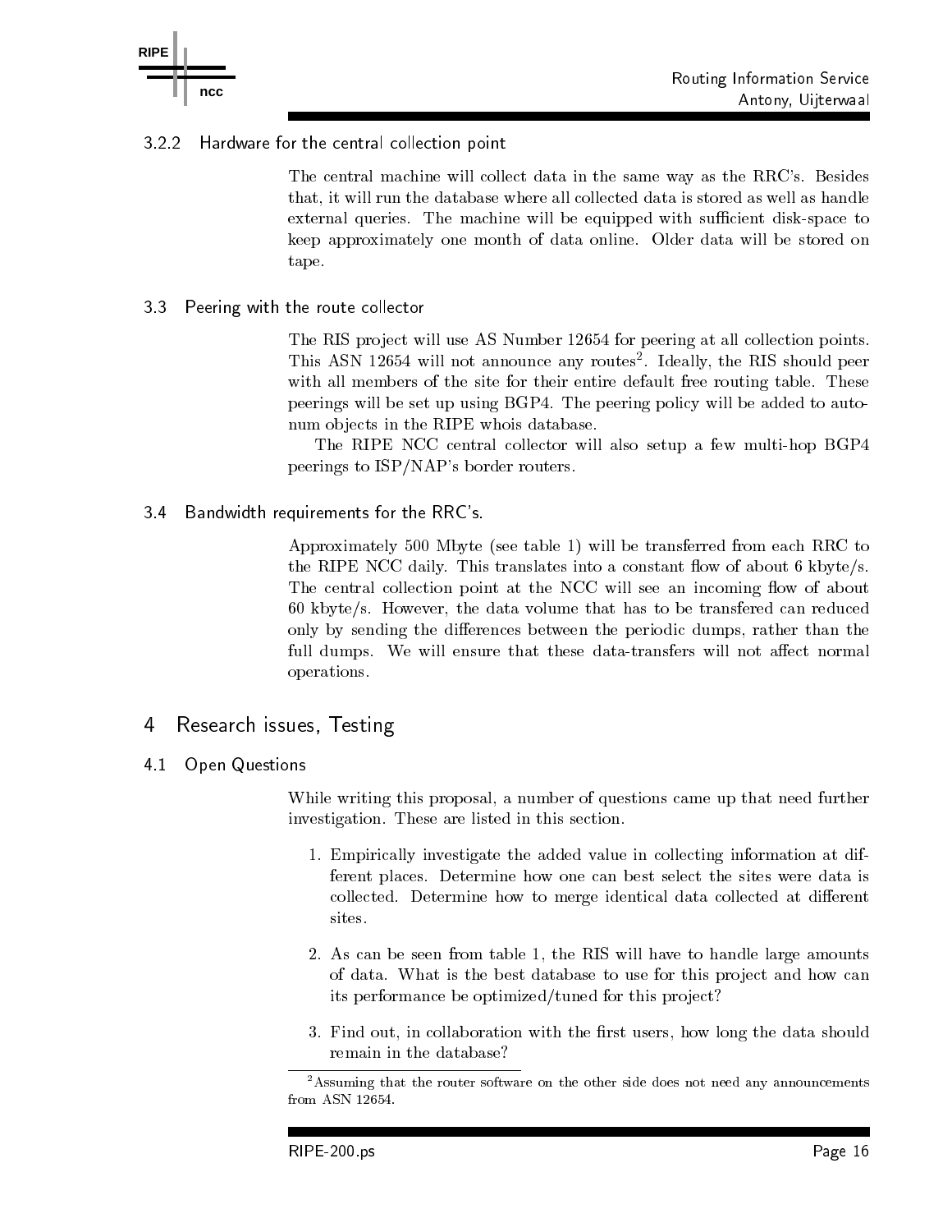### 3.2.2 Hardware for the central collection point

The central machine will collect data in the same way as the RRC's. Besides that, it will run the database where all collected data is stored as well as handle external queries. The machine will be equipped with sufficient disk-space to keep approximately one month of data online. Older data will be stored on tape.

## 3.3 Peering with the route collector

The RIS project will use AS Number 12654 for peering at all collection points. This ASN 12654 will not announce any routes[2]. Ideally, the RIS should peer with all members of the site for their entire default free routing table. These peerings will be set up using BGP4. The peering policy will be added to autonum objects in the RIPE whois database.

The RIPE NCC central collector will also setup a few multi-hop BGP4 peerings to ISP/NAP's border routers.

## 3.4 Bandwidth requirements for the RRC's.

Approximately 500 Mbyte (see table 1) will be transferred from each RRC to the RIPE NCC daily. This translates into a constant flow of about 6 kbyte/s. The central collection point at the NCC will see an incoming flow of about 60 kbyte/s. However, the data volume that has to be transfered can reduced only by sending the differences between the periodic dumps, rather than the full dumps. We will ensure that these data-transfers will not affect normal operations.

# 4 Research issues, Testing

## 4.1 Open Questions

While writing this proposal, a number of questions came up that need further investigation. These are listed in this section.

1. Empirically investigate the added value in collecting information at different places. Determine how one can best select the sites were data is collected. Determine how to merge identical data collected at different sites.

2. As can be seen from table 1, the RIS will have to handle large amounts of data. What is the best database to use for this project and how can its performance be optimized/tuned for this project?

3. Find out, in collaboration with the first users, how long the data should remain in the database?

---

[2] Assuming that the router software on the other side does not need any announcements from ASN 12654.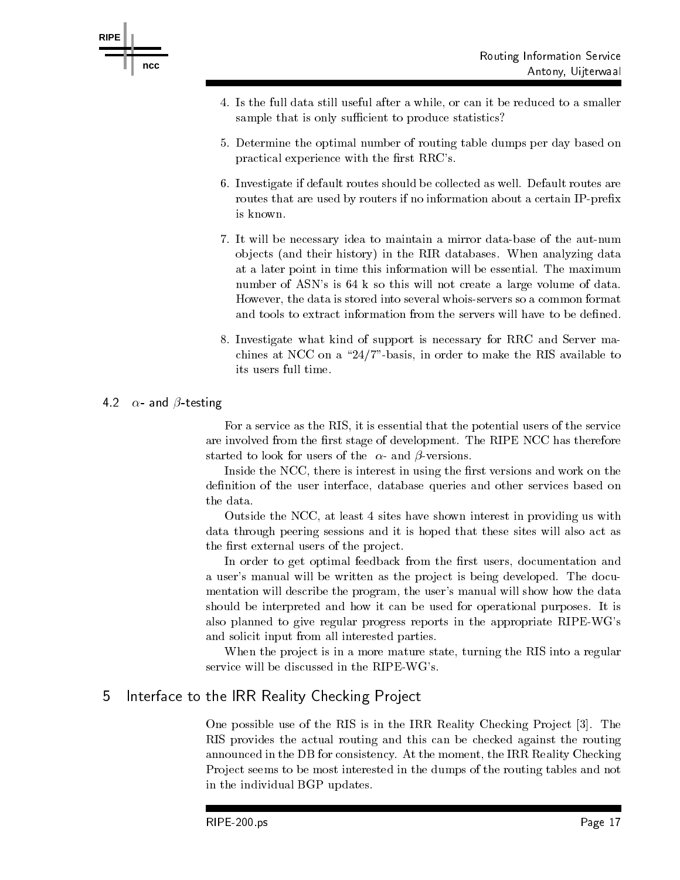4. Is the full data still useful after a while, or can it be reduced to a smaller sample that is only sufficient to produce statistics?

5. Determine the optimal number of routing table dumps per day based on practical experience with the first RRC's.

6. Investigate if default routes should be collected as well. Default routes are routes that are used by routers if no information about a certain IP-prefix is known.

7. It will be necessary idea to maintain a mirror data-base of the aut-num objects (and their history) in the RIR databases. When analyzing data at a later point in time this information will be essential. The maximum number of ASN's is 64 k so this will not create a large volume of data. However, the data is stored into several whois-servers so a common format and tools to extract information from the servers will have to be defined.

8. Investigate what kind of support is necessary for RRC and Server machines at NCC on a "24/7"-basis, in order to make the RIS available to its users full time.

### 4.2 $\alpha$- and $\beta$-testing

For a service as the RIS, it is essential that the potential users of the service are involved from the first stage of development. The RIPE NCC has therefore started to look for users of the $\alpha$- and $\beta$-versions.

Inside the NCC, there is interest in using the first versions and work on the definition of the user interface, database queries and other services based on the data.

Outside the NCC, at least 4 sites have shown interest in providing us with data through peering sessions and it is hoped that these sites will also act as the first external users of the project.

In order to get optimal feedback from the first users, documentation and a user's manual will be written as the project is being developed. The documentation will describe the program, the user's manual will show how the data should be interpreted and how it can be used for operational purposes. It is also planned to give regular progress reports in the appropriate RIPE-WG's and solicit input from all interested parties.

When the project is in a more mature state, turning the RIS into a regular service will be discussed in the RIPE-WG's.

## 5 Interface to the IRR Reality Checking Project

One possible use of the RIS is in the IRR Reality Checking Project [3]. The RIS provides the actual routing and this can be checked against the routing announced in the DB for consistency. At the moment, the IRR Reality Checking Project seems to be most interested in the dumps of the routing tables and not in the individual BGP updates.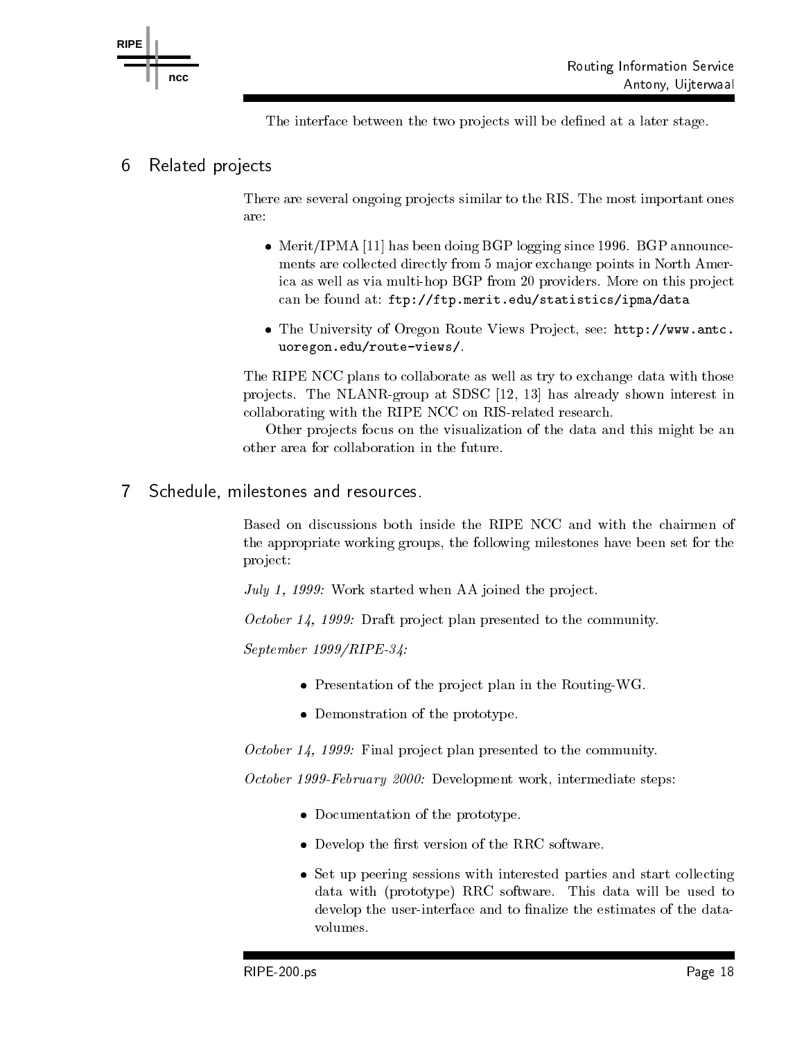The interface between the two projects will be defined at a later stage.

## 6 Related projects

There are several ongoing projects similar to the RIS. The most important ones are:

- Merit/IPMA [11] has been doing BGP logging since 1996. BGP announcements are collected directly from 5 major exchange points in North America as well as via multi-hop BGP from 20 providers. More on this project can be found at: `ftp://ftp.merit.edu/statistics/ipma/data`
- The University of Oregon Route Views Project, see: `http://www.antc.uoregon.edu/route-views/`.

The RIPE NCC plans to collaborate as well as try to exchange data with those projects. The NLANR-group at SDSC [12, 13] has already shown interest in collaborating with the RIPE NCC on RIS-related research.

Other projects focus on the visualization of the data and this might be an other area for collaboration in the future.

## 7 Schedule, milestones and resources.

Based on discussions both inside the RIPE NCC and with the chairmen of the appropriate working groups, the following milestones have been set for the project:

*July 1, 1999:* Work started when AA joined the project.

*October 14, 1999:* Draft project plan presented to the community.

*September 1999/RIPE-34:*

- Presentation of the project plan in the Routing-WG.
- Demonstration of the prototype.

*October 14, 1999:* Final project plan presented to the community.

*October 1999-February 2000:* Development work, intermediate steps:

- Documentation of the prototype.
- Develop the first version of the RRC software.
- Set up peering sessions with interested parties and start collecting data with (prototype) RRC software. This data will be used to develop the user-interface and to finalize the estimates of the data-volumes.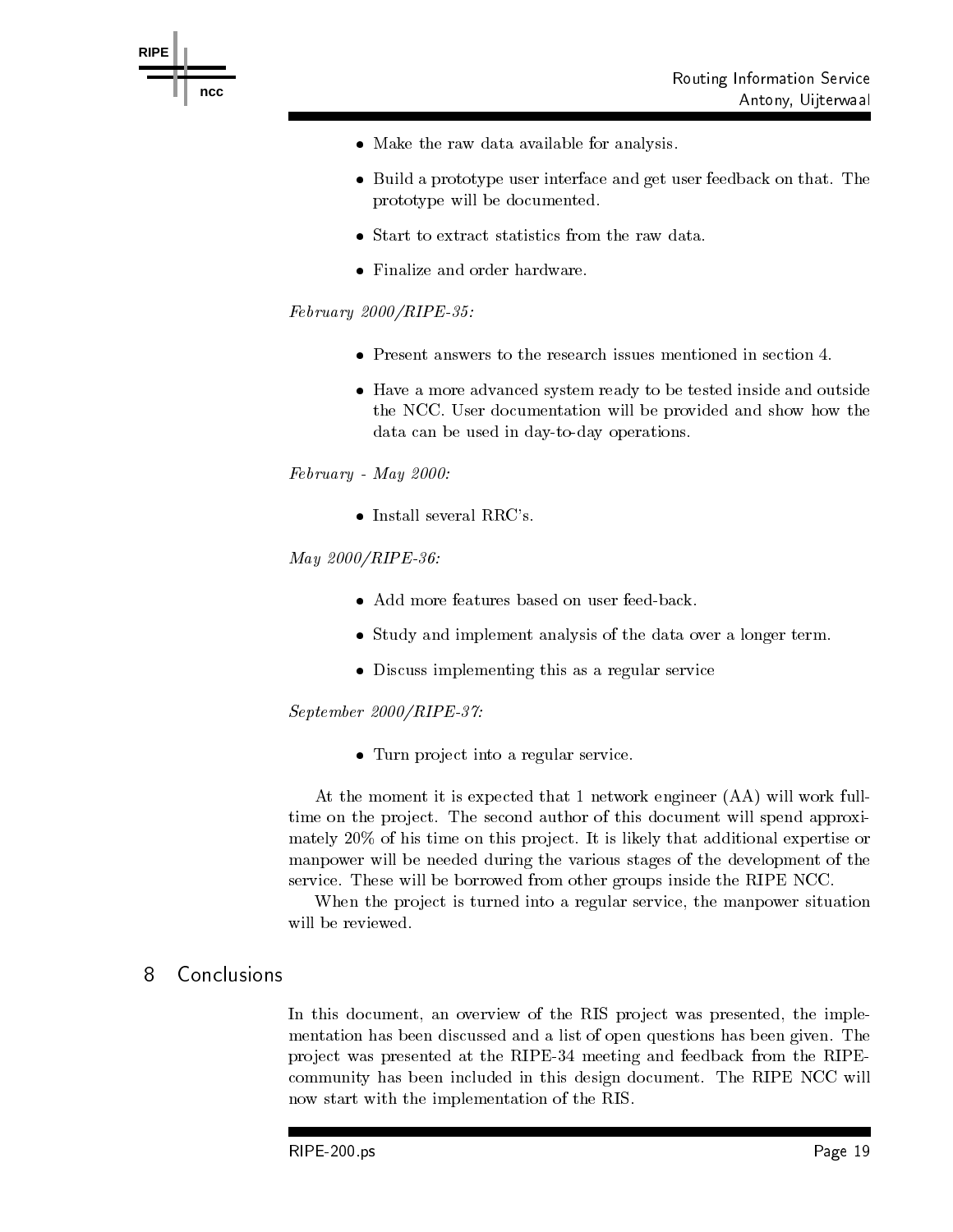- Make the raw data available for analysis.
- Build a prototype user interface and get user feedback on that. The prototype will be documented.
- Start to extract statistics from the raw data.
- Finalize and order hardware.

*February 2000/RIPE-35:*

- Present answers to the research issues mentioned in section 4.
- Have a more advanced system ready to be tested inside and outside the NCC. User documentation will be provided and show how the data can be used in day-to-day operations.

*February - May 2000:*

- Install several RRC's.

*May 2000/RIPE-36:*

- Add more features based on user feed-back.
- Study and implement analysis of the data over a longer term.
- Discuss implementing this as a regular service

*September 2000/RIPE-37:*

- Turn project into a regular service.

At the moment it is expected that 1 network engineer (AA) will work full-time on the project. The second author of this document will spend approximately 20% of his time on this project. It is likely that additional expertise or manpower will be needed during the various stages of the development of the service. These will be borrowed from other groups inside the RIPE NCC.

When the project is turned into a regular service, the manpower situation will be reviewed.

## 8 Conclusions

In this document, an overview of the RIS project was presented, the implementation has been discussed and a list of open questions has been given. The project was presented at the RIPE-34 meeting and feedback from the RIPE-community has been included in this design document. The RIPE NCC will now start with the implementation of the RIS.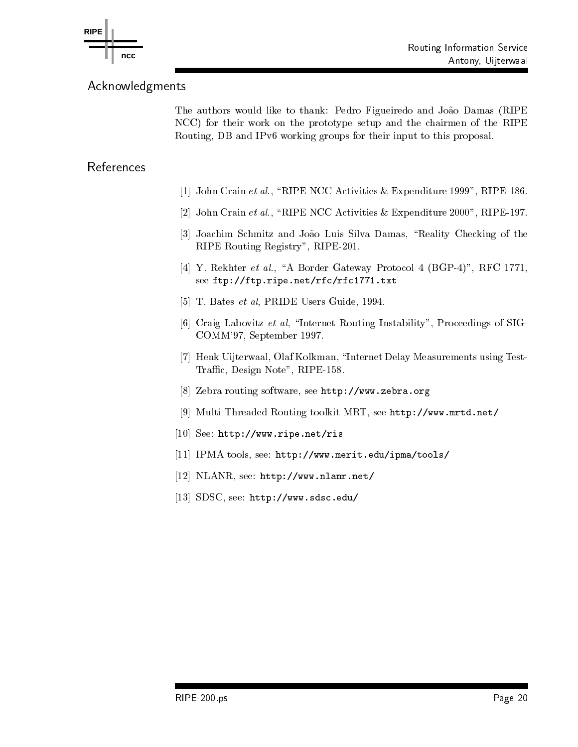## Acknowledgments

The authors would like to thank: Pedro Figueiredo and João Damas (RIPE NCC) for their work on the prototype setup and the chairmen of the RIPE Routing, DB and IPv6 working groups for their input to this proposal.

## References

[1] John Crain *et al.*, "RIPE NCC Activities & Expenditure 1999", RIPE-186.

[2] John Crain *et al.*, "RIPE NCC Activities & Expenditure 2000", RIPE-197.

[3] Joachim Schmitz and João Luis Silva Damas, "Reality Checking of the RIPE Routing Registry", RIPE-201.

[4] Y. Rekhter *et al.*, "A Border Gateway Protocol 4 (BGP-4)", RFC 1771, see `ftp://ftp.ripe.net/rfc/rfc1771.txt`

[5] T. Bates *et al*, PRIDE Users Guide, 1994.

[6] Craig Labovitz *et al*, "Internet Routing Instability", Proceedings of SIGCOMM'97, September 1997.

[7] Henk Uijterwaal, Olaf Kolkman, "Internet Delay Measurements using Test-Traffic, Design Note", RIPE-158.

[8] Zebra routing software, see `http://www.zebra.org`

[9] Multi Threaded Routing toolkit MRT, see `http://www.mrtd.net/`

[10] See: `http://www.ripe.net/ris`

[11] IPMA tools, see: `http://www.merit.edu/ipma/tools/`

[12] NLANR, see: `http://www.nlanr.net/`

[13] SDSC, see: `http://www.sdsc.edu/`